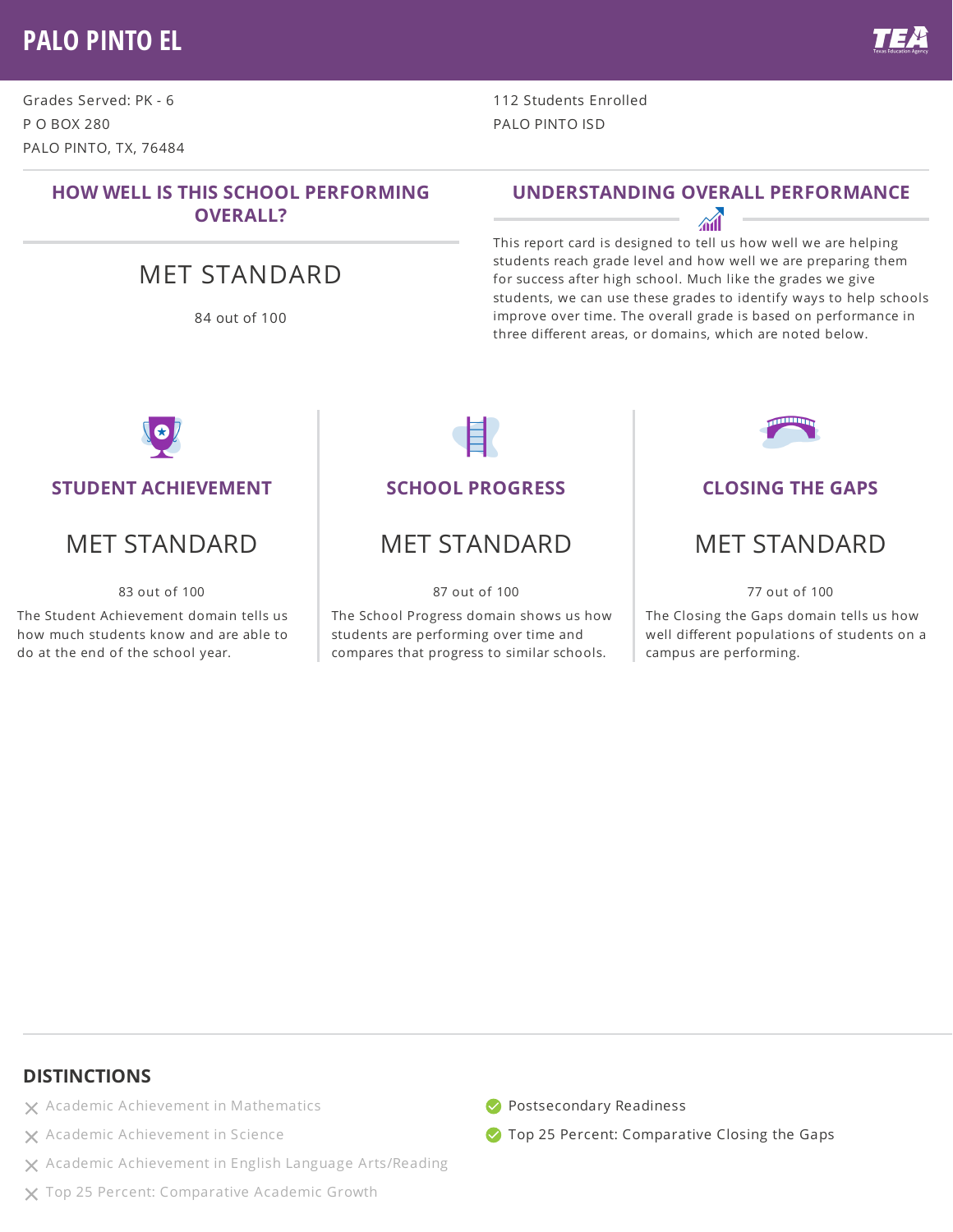# PALO PINTO EL

Grades Served: PK - 6
P O BOX 280
PALO PINTO, TX, 76484

112 Students Enrolled
PALO PINTO ISD

## HOW WELL IS THIS SCHOOL PERFORMING OVERALL?

MET STANDARD

84 out of 100

## UNDERSTANDING OVERALL PERFORMANCE

This report card is designed to tell us how well we are helping students reach grade level and how well we are preparing them for success after high school. Much like the grades we give students, we can use these grades to identify ways to help schools improve over time. The overall grade is based on performance in three different areas, or domains, which are noted below.

### STUDENT ACHIEVEMENT

MET STANDARD

83 out of 100

The Student Achievement domain tells us how much students know and are able to do at the end of the school year.

### SCHOOL PROGRESS

MET STANDARD

87 out of 100

The School Progress domain shows us how students are performing over time and compares that progress to similar schools.

### CLOSING THE GAPS

MET STANDARD

77 out of 100

The Closing the Gaps domain tells us how well different populations of students on a campus are performing.

## DISTINCTIONS

- ✗ Academic Achievement in Mathematics
- ✗ Academic Achievement in Science
- ✗ Academic Achievement in English Language Arts/Reading
- ✗ Top 25 Percent: Comparative Academic Growth
- ✓ Postsecondary Readiness
- ✓ Top 25 Percent: Comparative Closing the Gaps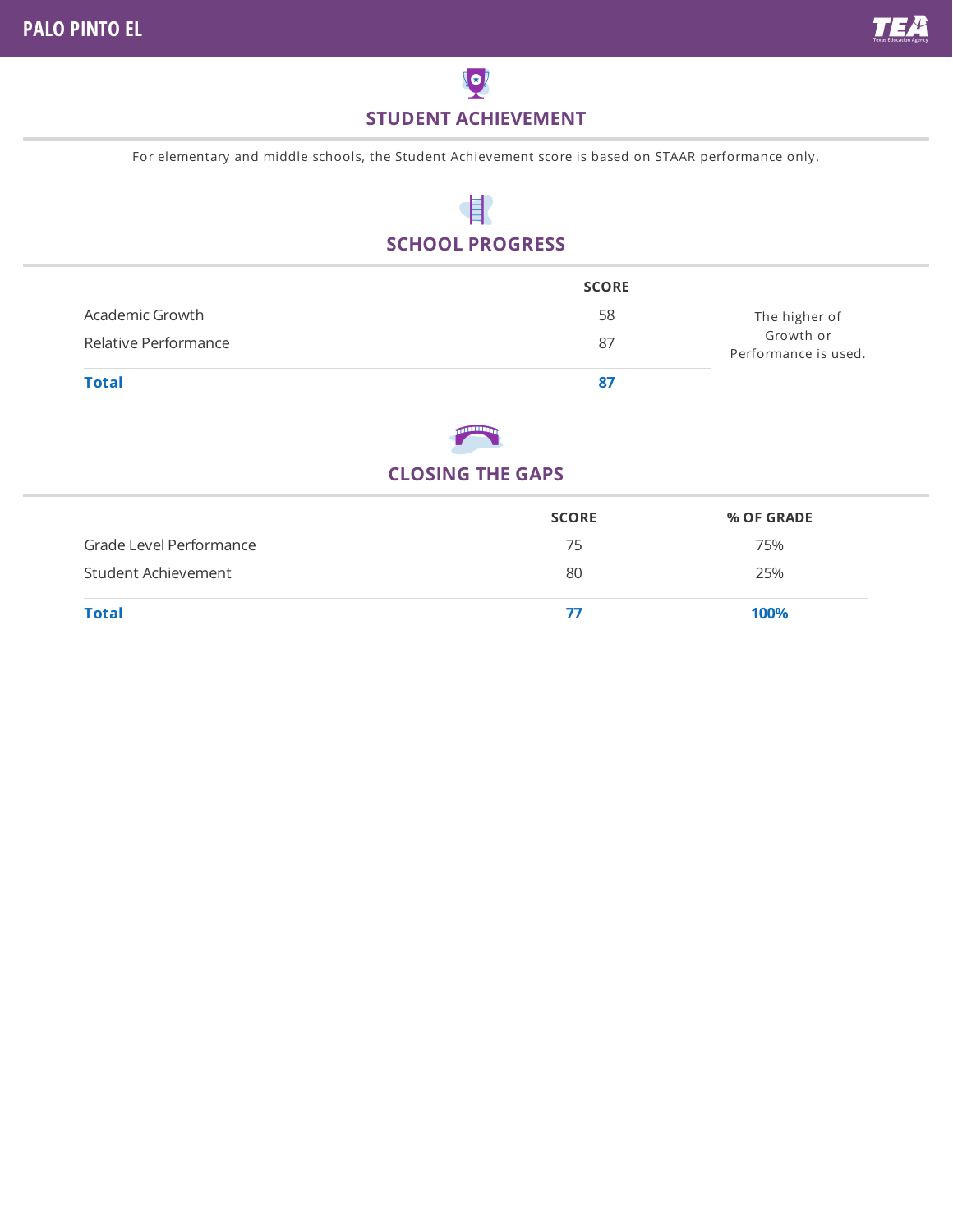# PALO PINTO EL

## STUDENT ACHIEVEMENT

For elementary and middle schools, the Student Achievement score is based on STAAR performance only.

## SCHOOL PROGRESS

| | SCORE | |
|---|---|---|
| Academic Growth | 58 | The higher of Growth or Performance is used. |
| Relative Performance | 87 | |
| **Total** | **87** | |

## CLOSING THE GAPS

| | SCORE | % OF GRADE |
|---|---|---|
| Grade Level Performance | 75 | 75% |
| Student Achievement | 80 | 25% |
| **Total** | **77** | **100%** |